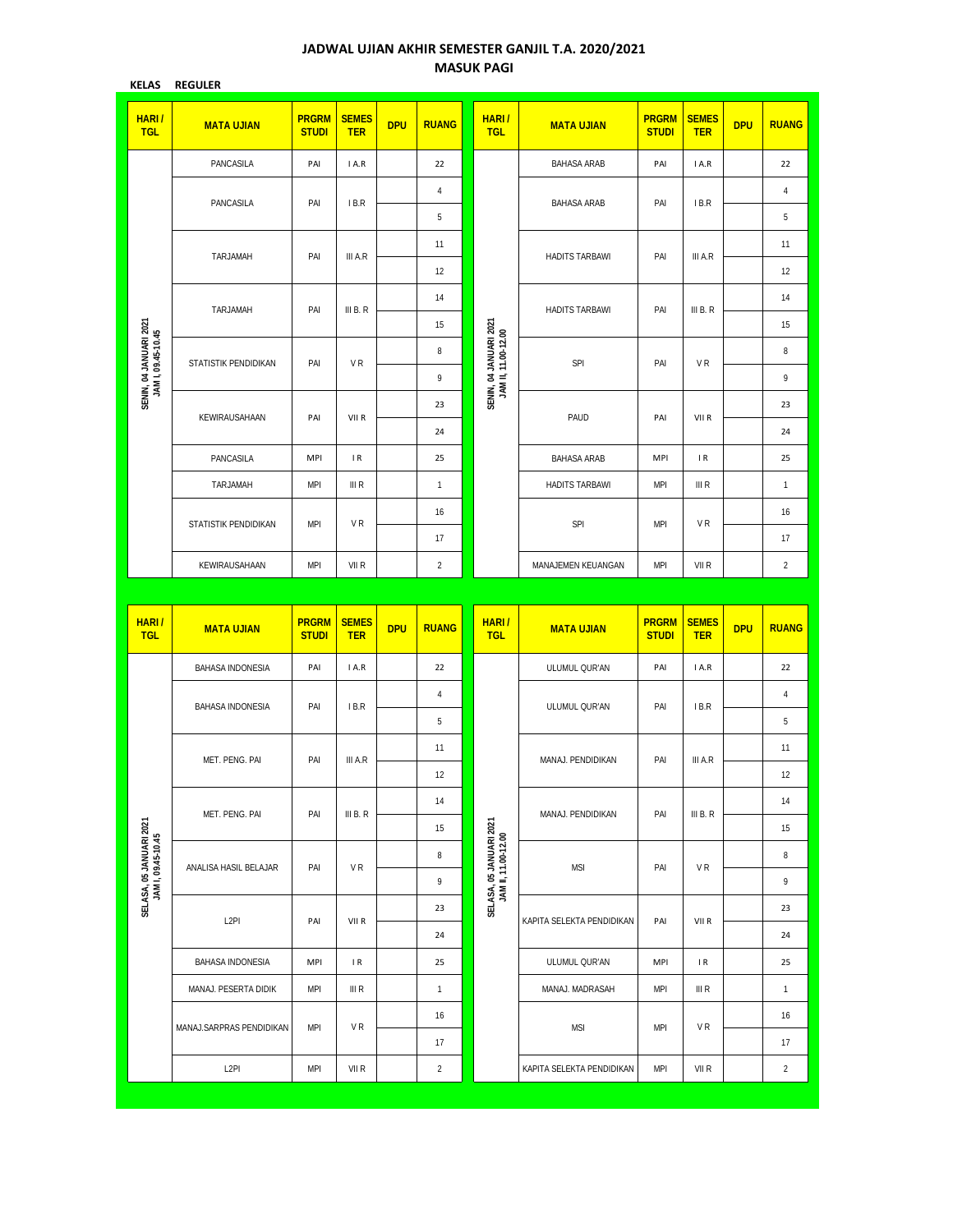# JADWAL UJIAN AKHIR SEMESTER GANJIL T.A. 2020/2021
## MASUK PAGI

**KELAS REGULER**

| HARI / TGL | MATA UJIAN | PRGRM STUDI | SEMES TER | DPU | RUANG |
|---|---|---|---|---|---|
| SENIN, 04 JANUARI 2021 JAM I, 09.45-10.45 | PANCASILA | PAI | I A.R | | 22 |
| | PANCASILA | PAI | I B.R | | 4 |
| | | | | | 5 |
| | TARJAMAH | PAI | III A.R | | 11 |
| | | | | | 12 |
| | TARJAMAH | PAI | III B. R | | 14 |
| | | | | | 15 |
| | STATISTIK PENDIDIKAN | PAI | V R | | 8 |
| | | | | | 9 |
| | KEWIRAUSAHAAN | PAI | VII R | | 23 |
| | | | | | 24 |
| | PANCASILA | MPI | I R | | 25 |
| | TARJAMAH | MPI | III R | | 1 |
| | STATISTIK PENDIDIKAN | MPI | V R | | 16 |
| | | | | | 17 |
| | KEWIRAUSAHAAN | MPI | VII R | | 2 |

| HARI / TGL | MATA UJIAN | PRGRM STUDI | SEMES TER | DPU | RUANG |
|---|---|---|---|---|---|
| SENIN, 04 JANUARI 2021 JAM II, 11.00-12.00 | BAHASA ARAB | PAI | I A.R | | 22 |
| | BAHASA ARAB | PAI | I B.R | | 4 |
| | | | | | 5 |
| | HADITS TARBAWI | PAI | III A.R | | 11 |
| | | | | | 12 |
| | HADITS TARBAWI | PAI | III B. R | | 14 |
| | | | | | 15 |
| | SPI | PAI | V R | | 8 |
| | | | | | 9 |
| | PAUD | PAI | VII R | | 23 |
| | | | | | 24 |
| | BAHASA ARAB | MPI | I R | | 25 |
| | HADITS TARBAWI | MPI | III R | | 1 |
| | SPI | MPI | V R | | 16 |
| | | | | | 17 |
| | MANAJEMEN KEUANGAN | MPI | VII R | | 2 |

| HARI / TGL | MATA UJIAN | PRGRM STUDI | SEMES TER | DPU | RUANG |
|---|---|---|---|---|---|
| SELASA, 05 JANUARI 2021 JAM I, 09.45-10.45 | BAHASA INDONESIA | PAI | I A.R | | 22 |
| | BAHASA INDONESIA | PAI | I B.R | | 4 |
| | | | | | 5 |
| | MET. PENG. PAI | PAI | III A.R | | 11 |
| | | | | | 12 |
| | MET. PENG. PAI | PAI | III B. R | | 14 |
| | | | | | 15 |
| | ANALISA HASIL BELAJAR | PAI | V R | | 8 |
| | | | | | 9 |
| | L2PI | PAI | VII R | | 23 |
| | | | | | 24 |
| | BAHASA INDONESIA | MPI | I R | | 25 |
| | MANAJ. PESERTA DIDIK | MPI | III R | | 1 |
| | MANAJ.SARPRAS PENDIDIKAN | MPI | V R | | 16 |
| | | | | | 17 |
| | L2PI | MPI | VII R | | 2 |

| HARI / TGL | MATA UJIAN | PRGRM STUDI | SEMES TER | DPU | RUANG |
|---|---|---|---|---|---|
| SELASA, 05 JANUARI 2021 JAM II, 11.00-12.00 | ULUMUL QUR'AN | PAI | I A.R | | 22 |
| | ULUMUL QUR'AN | PAI | I B.R | | 4 |
| | | | | | 5 |
| | MANAJ. PENDIDIKAN | PAI | III A.R | | 11 |
| | | | | | 12 |
| | MANAJ. PENDIDIKAN | PAI | III B. R | | 14 |
| | | | | | 15 |
| | MSI | PAI | V R | | 8 |
| | | | | | 9 |
| | KAPITA SELEKTA PENDIDIKAN | PAI | VII R | | 23 |
| | | | | | 24 |
| | ULUMUL QUR'AN | MPI | I R | | 25 |
| | MANAJ. MADRASAH | MPI | III R | | 1 |
| | MSI | MPI | V R | | 16 |
| | | | | | 17 |
| | KAPITA SELEKTA PENDIDIKAN | MPI | VII R | | 2 |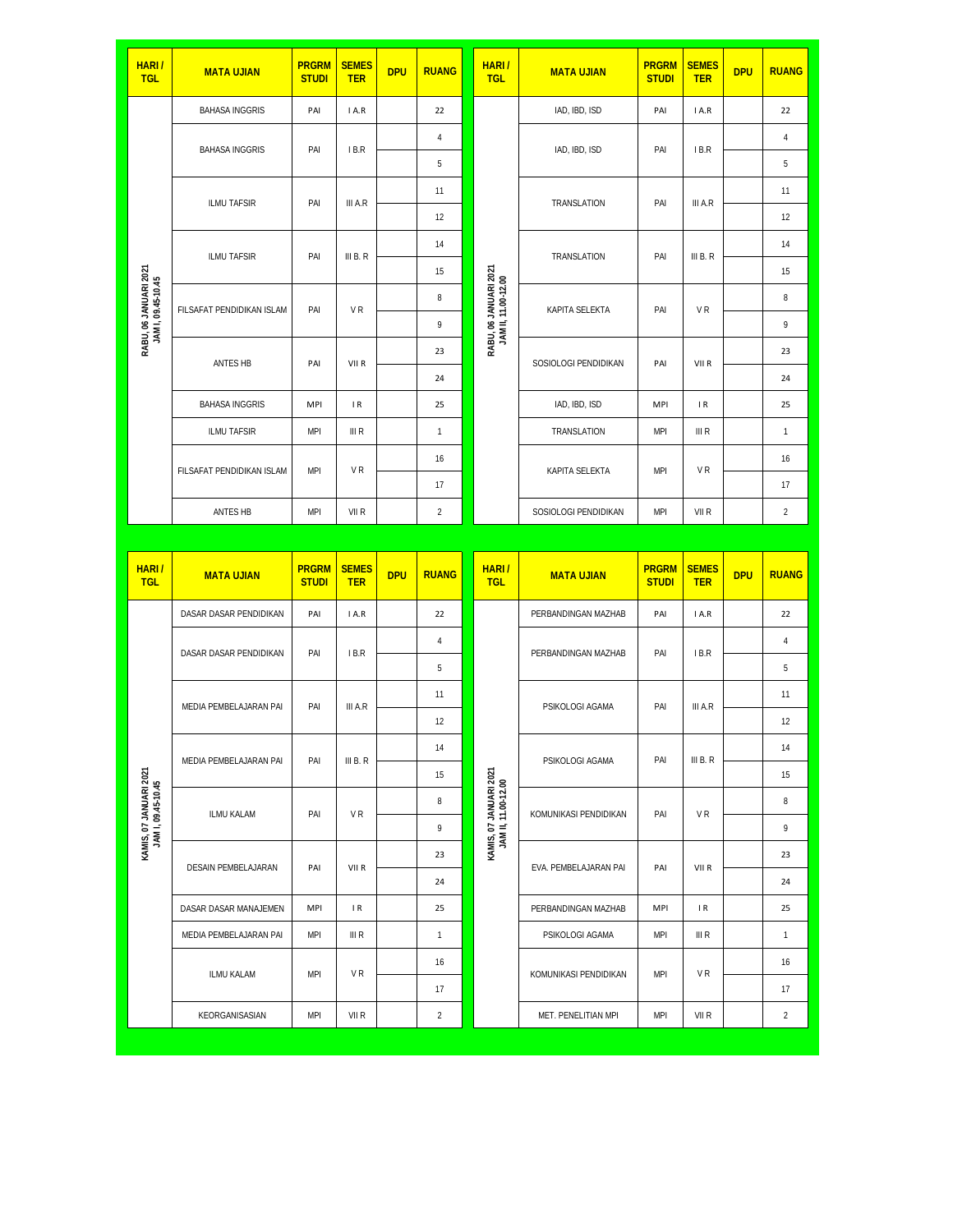| HARI / TGL | MATA UJIAN | PRGRM STUDI | SEMES TER | DPU | RUANG |
|---|---|---|---|---|---|
| RABU, 06 JANUARI 2021 JAM I, 09.45-10.45 | BAHASA INGGRIS | PAI | I A.R | | 22 |
| | BAHASA INGGRIS | PAI | I B.R | | 4 |
| | | | | | 5 |
| | ILMU TAFSIR | PAI | III A.R | | 11 |
| | | | | | 12 |
| | ILMU TAFSIR | PAI | III B. R | | 14 |
| | | | | | 15 |
| | FILSAFAT PENDIDIKAN ISLAM | PAI | V R | | 8 |
| | | | | | 9 |
| | ANTES HB | PAI | VII R | | 23 |
| | | | | | 24 |
| | BAHASA INGGRIS | MPI | I R | | 25 |
| | ILMU TAFSIR | MPI | III R | | 1 |
| | FILSAFAT PENDIDIKAN ISLAM | MPI | V R | | 16 |
| | | | | | 17 |
| | ANTES HB | MPI | VII R | | 2 |

| HARI / TGL | MATA UJIAN | PRGRM STUDI | SEMES TER | DPU | RUANG |
|---|---|---|---|---|---|
| RABU, 06 JANUARI 2021 JAM II, 11.00-12.00 | IAD, IBD, ISD | PAI | I A.R | | 22 |
| | IAD, IBD, ISD | PAI | I B.R | | 4 |
| | | | | | 5 |
| | TRANSLATION | PAI | III A.R | | 11 |
| | | | | | 12 |
| | TRANSLATION | PAI | III B. R | | 14 |
| | | | | | 15 |
| | KAPITA SELEKTA | PAI | V R | | 8 |
| | | | | | 9 |
| | SOSIOLOGI PENDIDIKAN | PAI | VII R | | 23 |
| | | | | | 24 |
| | IAD, IBD, ISD | MPI | I R | | 25 |
| | TRANSLATION | MPI | III R | | 1 |
| | KAPITA SELEKTA | MPI | V R | | 16 |
| | | | | | 17 |
| | SOSIOLOGI PENDIDIKAN | MPI | VII R | | 2 |

| HARI / TGL | MATA UJIAN | PRGRM STUDI | SEMES TER | DPU | RUANG |
|---|---|---|---|---|---|
| KAMIS, 07 JANUARI 2021 JAM I, 09.45-10.45 | DASAR DASAR PENDIDIKAN | PAI | I A.R | | 22 |
| | DASAR DASAR PENDIDIKAN | PAI | I B.R | | 4 |
| | | | | | 5 |
| | MEDIA PEMBELAJARAN PAI | PAI | III A.R | | 11 |
| | | | | | 12 |
| | MEDIA PEMBELAJARAN PAI | PAI | III B. R | | 14 |
| | | | | | 15 |
| | ILMU KALAM | PAI | V R | | 8 |
| | | | | | 9 |
| | DESAIN PEMBELAJARAN | PAI | VII R | | 23 |
| | | | | | 24 |
| | DASAR DASAR MANAJEMEN | MPI | I R | | 25 |
| | MEDIA PEMBELAJARAN PAI | MPI | III R | | 1 |
| | ILMU KALAM | MPI | V R | | 16 |
| | | | | | 17 |
| | KEORGANISASIAN | MPI | VII R | | 2 |

| HARI / TGL | MATA UJIAN | PRGRM STUDI | SEMES TER | DPU | RUANG |
|---|---|---|---|---|---|
| KAMIS, 07 JANUARI 2021 JAM II, 11.00-12.00 | PERBANDINGAN MAZHAB | PAI | I A.R | | 22 |
| | PERBANDINGAN MAZHAB | PAI | I B.R | | 4 |
| | | | | | 5 |
| | PSIKOLOGI AGAMA | PAI | III A.R | | 11 |
| | | | | | 12 |
| | PSIKOLOGI AGAMA | PAI | III B. R | | 14 |
| | | | | | 15 |
| | KOMUNIKASI PENDIDIKAN | PAI | V R | | 8 |
| | | | | | 9 |
| | EVA. PEMBELAJARAN PAI | PAI | VII R | | 23 |
| | | | | | 24 |
| | PERBANDINGAN MAZHAB | MPI | I R | | 25 |
| | PSIKOLOGI AGAMA | MPI | III R | | 1 |
| | KOMUNIKASI PENDIDIKAN | MPI | V R | | 16 |
| | | | | | 17 |
| | MET. PENELITIAN MPI | MPI | VII R | | 2 |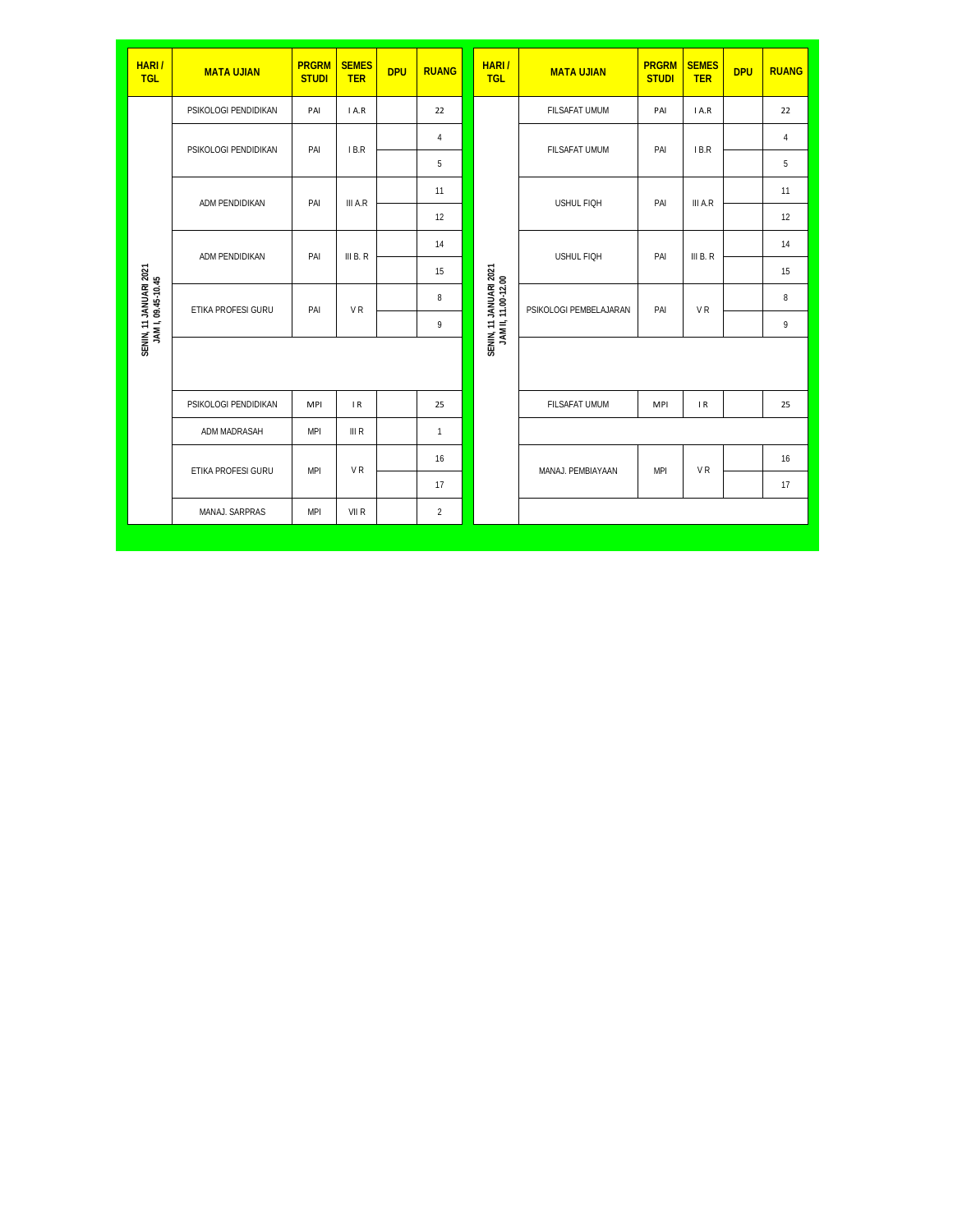| HARI / TGL | MATA UJIAN | PRGRM STUDI | SEMES TER | DPU | RUANG |
|---|---|---|---|---|---|
| SENIN, 11 JANUARI 2021 JAM I, 09.45-10.45 | PSIKOLOGI PENDIDIKAN | PAI | I A.R | | 22 |
| | PSIKOLOGI PENDIDIKAN | PAI | I B.R | | 4 |
| | | | | | 5 |
| | ADM PENDIDIKAN | PAI | III A.R | | 11 |
| | | | | | 12 |
| | ADM PENDIDIKAN | PAI | III B. R | | 14 |
| | | | | | 15 |
| | ETIKA PROFESI GURU | PAI | V R | | 8 |
| | | | | | 9 |
| | | | | | |
| | PSIKOLOGI PENDIDIKAN | MPI | I R | | 25 |
| | ADM MADRASAH | MPI | III R | | 1 |
| | ETIKA PROFESI GURU | MPI | V R | | 16 |
| | | | | | 17 |
| | MANAJ. SARPRAS | MPI | VII R | | 2 |

| HARI / TGL | MATA UJIAN | PRGRM STUDI | SEMES TER | DPU | RUANG |
|---|---|---|---|---|---|
| SENIN, 11 JANUARI 2021 JAM II, 11.00-12.00 | FILSAFAT UMUM | PAI | I A.R | | 22 |
| | FILSAFAT UMUM | PAI | I B.R | | 4 |
| | | | | | 5 |
| | USHUL FIQH | PAI | III A.R | | 11 |
| | | | | | 12 |
| | USHUL FIQH | PAI | III B. R | | 14 |
| | | | | | 15 |
| | PSIKOLOGI PEMBELAJARAN | PAI | V R | | 8 |
| | | | | | 9 |
| | | | | | |
| | FILSAFAT UMUM | MPI | I R | | 25 |
| | | | | | |
| | MANAJ. PEMBIAYAAN | MPI | V R | | 16 |
| | | | | | 17 |
| | | | | | |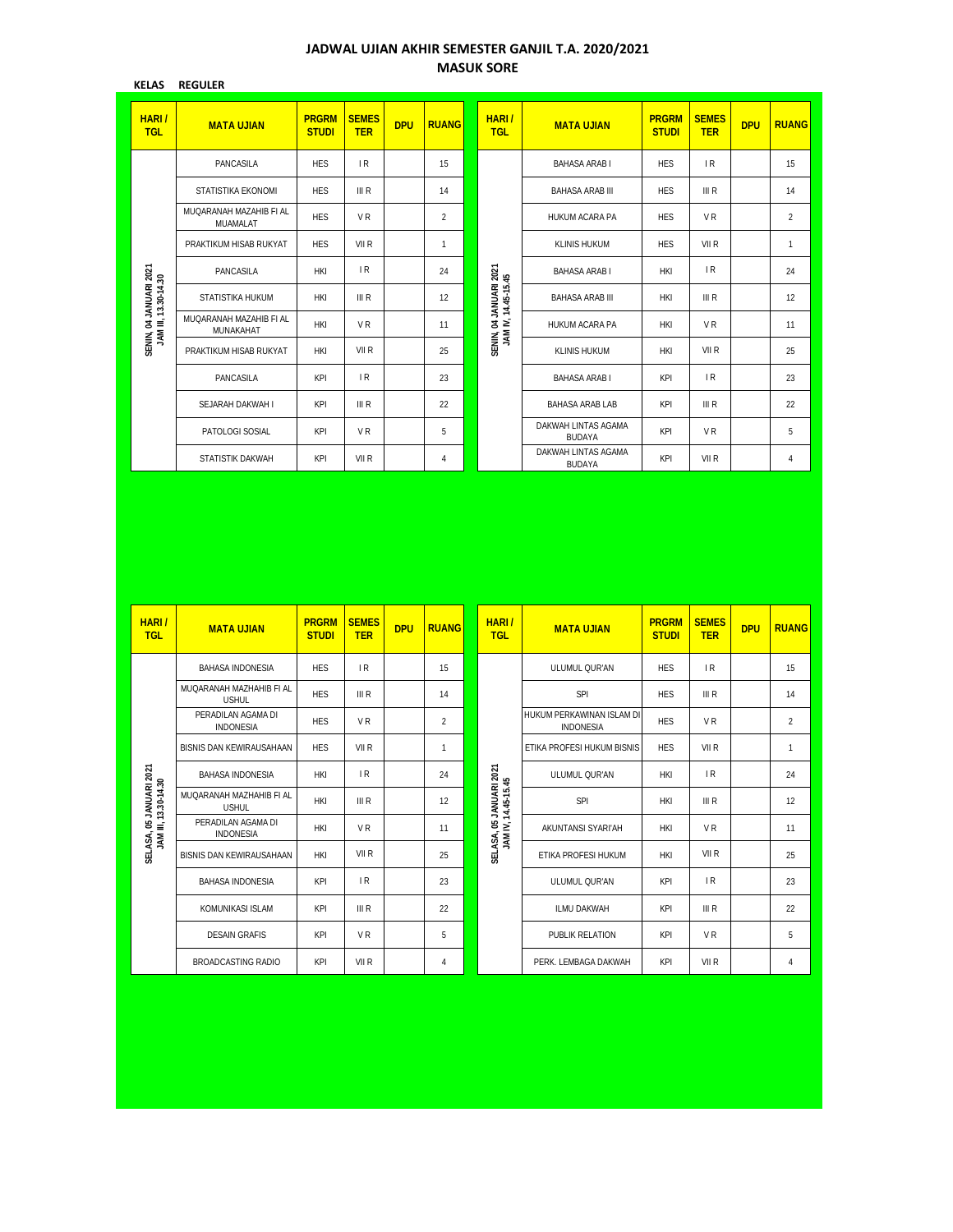# JADWAL UJIAN AKHIR SEMESTER GANJIL T.A. 2020/2021
## MASUK SORE

**KELAS REGULER**

| HARI / TGL | MATA UJIAN | PRGRM STUDI | SEMES TER | DPU | RUANG |
|---|---|---|---|---|---|
| SENIN, 04 JANUARI 2021 JAM III, 13.30-14.30 | PANCASILA | HES | I R | | 15 |
| | STATISTIKA EKONOMI | HES | III R | | 14 |
| | MUQARANAH MAZAHIB FI AL MUAMALAT | HES | V R | | 2 |
| | PRAKTIKUM HISAB RUKYAT | HES | VII R | | 1 |
| | PANCASILA | HKI | I R | | 24 |
| | STATISTIKA HUKUM | HKI | III R | | 12 |
| | MUQARANAH MAZAHIB FI AL MUNAKAHAT | HKI | V R | | 11 |
| | PRAKTIKUM HISAB RUKYAT | HKI | VII R | | 25 |
| | PANCASILA | KPI | I R | | 23 |
| | SEJARAH DAKWAH I | KPI | III R | | 22 |
| | PATOLOGI SOSIAL | KPI | V R | | 5 |
| | STATISTIK DAKWAH | KPI | VII R | | 4 |

| HARI / TGL | MATA UJIAN | PRGRM STUDI | SEMES TER | DPU | RUANG |
|---|---|---|---|---|---|
| SENIN, 04 JANUARI 2021 JAM IV, 14.45-15.45 | BAHASA ARAB I | HES | I R | | 15 |
| | BAHASA ARAB III | HES | III R | | 14 |
| | HUKUM ACARA PA | HES | V R | | 2 |
| | KLINIS HUKUM | HES | VII R | | 1 |
| | BAHASA ARAB I | HKI | I R | | 24 |
| | BAHASA ARAB III | HKI | III R | | 12 |
| | HUKUM ACARA PA | HKI | V R | | 11 |
| | KLINIS HUKUM | HKI | VII R | | 25 |
| | BAHASA ARAB I | KPI | I R | | 23 |
| | BAHASA ARAB LAB | KPI | III R | | 22 |
| | DAKWAH LINTAS AGAMA BUDAYA | KPI | V R | | 5 |
| | DAKWAH LINTAS AGAMA BUDAYA | KPI | VII R | | 4 |

| HARI / TGL | MATA UJIAN | PRGRM STUDI | SEMES TER | DPU | RUANG |
|---|---|---|---|---|---|
| SELASA, 05 JANUARI 2021 JAM III, 13.30-14.30 | BAHASA INDONESIA | HES | I R | | 15 |
| | MUQARANAH MAZHAHIB FI AL USHUL | HES | III R | | 14 |
| | PERADILAN AGAMA DI INDONESIA | HES | V R | | 2 |
| | BISNIS DAN KEWIRAUSAHAAN | HES | VII R | | 1 |
| | BAHASA INDONESIA | HKI | I R | | 24 |
| | MUQARANAH MAZHAHIB FI AL USHUL | HKI | III R | | 12 |
| | PERADILAN AGAMA DI INDONESIA | HKI | V R | | 11 |
| | BISNIS DAN KEWIRAUSAHAAN | HKI | VII R | | 25 |
| | BAHASA INDONESIA | KPI | I R | | 23 |
| | KOMUNIKASI ISLAM | KPI | III R | | 22 |
| | DESAIN GRAFIS | KPI | V R | | 5 |
| | BROADCASTING RADIO | KPI | VII R | | 4 |

| HARI / TGL | MATA UJIAN | PRGRM STUDI | SEMES TER | DPU | RUANG |
|---|---|---|---|---|---|
| SELASA, 05 JANUARI 2021 JAM IV, 14.45-15.45 | ULUMUL QUR'AN | HES | I R | | 15 |
| | SPI | HES | III R | | 14 |
| | HUKUM PERKAWINAN ISLAM DI INDONESIA | HES | V R | | 2 |
| | ETIKA PROFESI HUKUM BISNIS | HES | VII R | | 1 |
| | ULUMUL QUR'AN | HKI | I R | | 24 |
| | SPI | HKI | III R | | 12 |
| | AKUNTANSI SYARI'AH | HKI | V R | | 11 |
| | ETIKA PROFESI HUKUM | HKI | VII R | | 25 |
| | ULUMUL QUR'AN | KPI | I R | | 23 |
| | ILMU DAKWAH | KPI | III R | | 22 |
| | PUBLIK RELATION | KPI | V R | | 5 |
| | PERK. LEMBAGA DAKWAH | KPI | VII R | | 4 |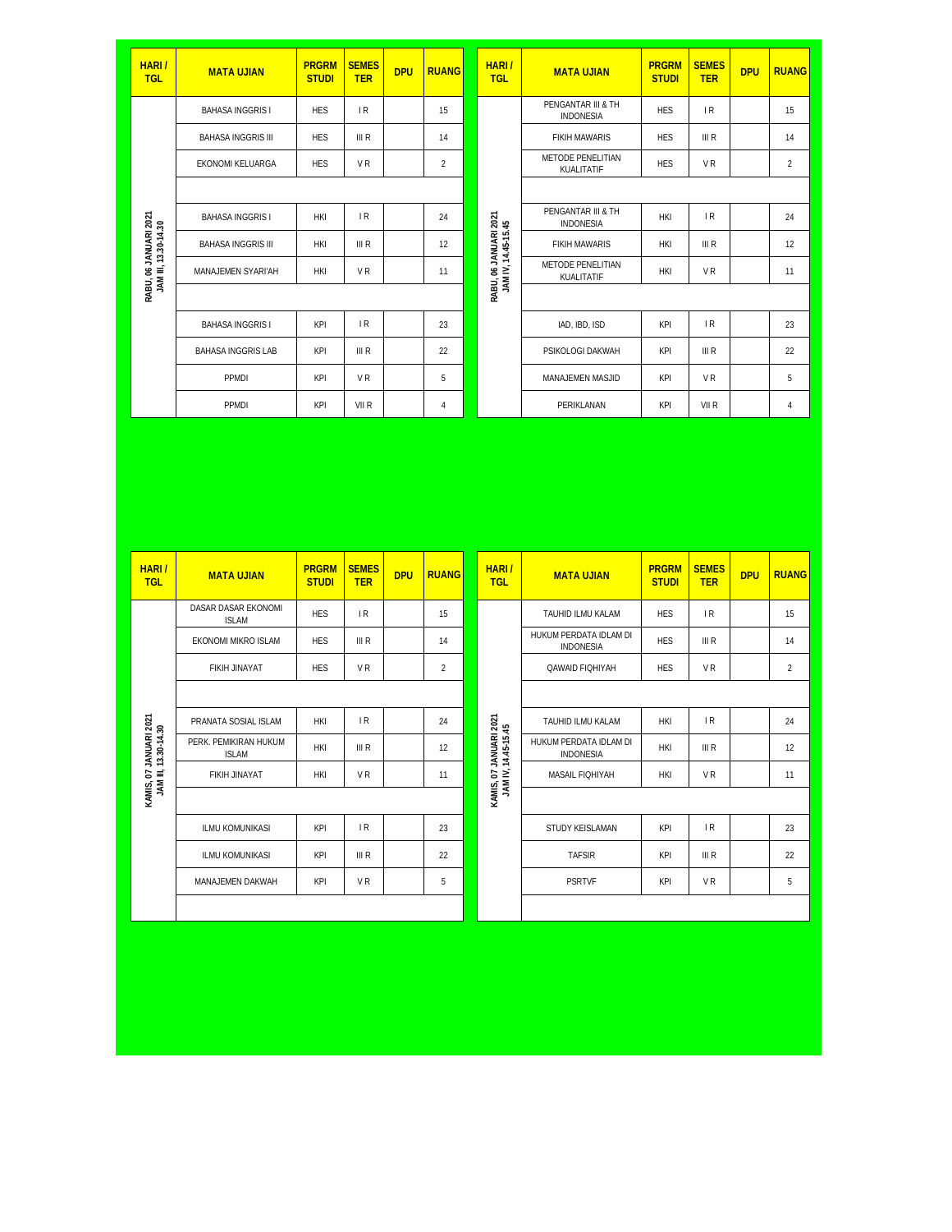| HARI / TGL | MATA UJIAN | PRGRM STUDI | SEMES TER | DPU | RUANG |
|---|---|---|---|---|---|
| RABU, 06 JANUARI 2021 JAM III, 13.30-14.30 | BAHASA INGGRIS I | HES | I R | | 15 |
| | BAHASA INGGRIS III | HES | III R | | 14 |
| | EKONOMI KELUARGA | HES | V R | | 2 |
| | | | | | |
| | BAHASA INGGRIS I | HKI | I R | | 24 |
| | BAHASA INGGRIS III | HKI | III R | | 12 |
| | MANAJEMEN SYARI'AH | HKI | V R | | 11 |
| | | | | | |
| | BAHASA INGGRIS I | KPI | I R | | 23 |
| | BAHASA INGGRIS LAB | KPI | III R | | 22 |
| | PPMDI | KPI | V R | | 5 |
| | PPMDI | KPI | VII R | | 4 |

| HARI / TGL | MATA UJIAN | PRGRM STUDI | SEMES TER | DPU | RUANG |
|---|---|---|---|---|---|
| RABU, 06 JANUARI 2021 JAM IV, 14.45-15.45 | PENGANTAR III & TH INDONESIA | HES | I R | | 15 |
| | FIKIH MAWARIS | HES | III R | | 14 |
| | METODE PENELITIAN KUALITATIF | HES | V R | | 2 |
| | | | | | |
| | PENGANTAR III & TH INDONESIA | HKI | I R | | 24 |
| | FIKIH MAWARIS | HKI | III R | | 12 |
| | METODE PENELITIAN KUALITATIF | HKI | V R | | 11 |
| | | | | | |
| | IAD, IBD, ISD | KPI | I R | | 23 |
| | PSIKOLOGI DAKWAH | KPI | III R | | 22 |
| | MANAJEMEN MASJID | KPI | V R | | 5 |
| | PERIKLANAN | KPI | VII R | | 4 |

| HARI / TGL | MATA UJIAN | PRGRM STUDI | SEMES TER | DPU | RUANG |
|---|---|---|---|---|---|
| KAMIS, 07 JANUARI 2021 JAM III, 13.30-14.30 | DASAR DASAR EKONOMI ISLAM | HES | I R | | 15 |
| | EKONOMI MIKRO ISLAM | HES | III R | | 14 |
| | FIKIH JINAYAT | HES | V R | | 2 |
| | | | | | |
| | PRANATA SOSIAL ISLAM | HKI | I R | | 24 |
| | PERK. PEMIKIRAN HUKUM ISLAM | HKI | III R | | 12 |
| | FIKIH JINAYAT | HKI | V R | | 11 |
| | | | | | |
| | ILMU KOMUNIKASI | KPI | I R | | 23 |
| | ILMU KOMUNIKASI | KPI | III R | | 22 |
| | MANAJEMEN DAKWAH | KPI | V R | | 5 |
| | | | | | |

| HARI / TGL | MATA UJIAN | PRGRM STUDI | SEMES TER | DPU | RUANG |
|---|---|---|---|---|---|
| KAMIS, 07 JANUARI 2021 JAM IV, 14.45-15.45 | TAUHID ILMU KALAM | HES | I R | | 15 |
| | HUKUM PERDATA IDLAM DI INDONESIA | HES | III R | | 14 |
| | QAWAID FIQHIYAH | HES | V R | | 2 |
| | | | | | |
| | TAUHID ILMU KALAM | HKI | I R | | 24 |
| | HUKUM PERDATA IDLAM DI INDONESIA | HKI | III R | | 12 |
| | MASAIL FIQHIYAH | HKI | V R | | 11 |
| | | | | | |
| | STUDY KEISLAMAN | KPI | I R | | 23 |
| | TAFSIR | KPI | III R | | 22 |
| | PSRTVF | KPI | V R | | 5 |
| | | | | | |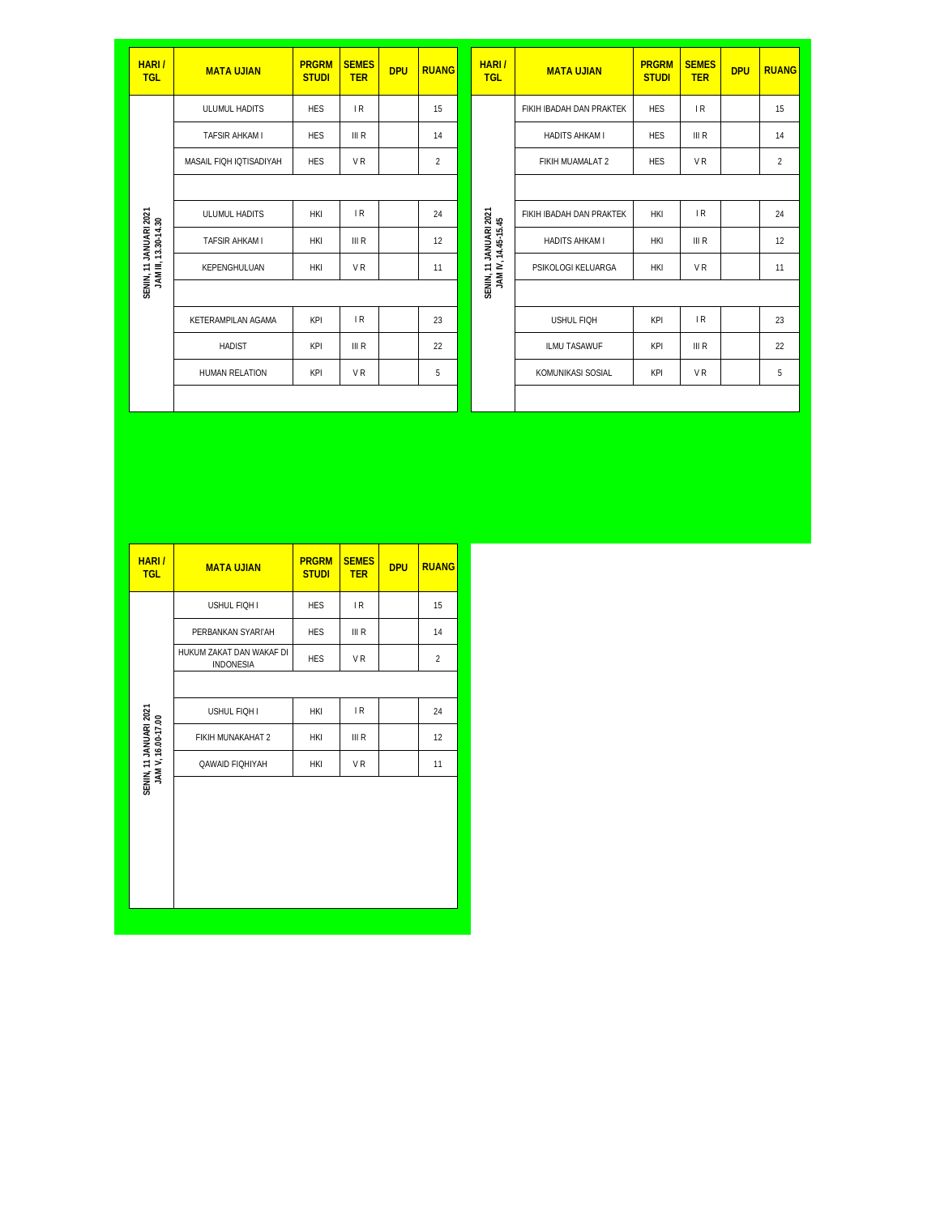| HARI / TGL | MATA UJIAN | PRGRM STUDI | SEMES TER | DPU | RUANG |
|---|---|---|---|---|---|
| SENIN, 11 JANUARI 2021 JAM III, 13.30-14.30 | ULUMUL HADITS | HES | I R | | 15 |
| | TAFSIR AHKAM I | HES | III R | | 14 |
| | MASAIL FIQH IQTISADIYAH | HES | V R | | 2 |
| | | | | | |
| | ULUMUL HADITS | HKI | I R | | 24 |
| | TAFSIR AHKAM I | HKI | III R | | 12 |
| | KEPENGHULUAN | HKI | V R | | 11 |
| | | | | | |
| | KETERAMPILAN AGAMA | KPI | I R | | 23 |
| | HADIST | KPI | III R | | 22 |
| | HUMAN RELATION | KPI | V R | | 5 |
| | | | | | |

| HARI / TGL | MATA UJIAN | PRGRM STUDI | SEMES TER | DPU | RUANG |
|---|---|---|---|---|---|
| SENIN, 11 JANUARI 2021 JAM IV, 14.45-15.45 | FIKIH IBADAH DAN PRAKTEK | HES | I R | | 15 |
| | HADITS AHKAM I | HES | III R | | 14 |
| | FIKIH MUAMALAT 2 | HES | V R | | 2 |
| | | | | | |
| | FIKIH IBADAH DAN PRAKTEK | HKI | I R | | 24 |
| | HADITS AHKAM I | HKI | III R | | 12 |
| | PSIKOLOGI KELUARGA | HKI | V R | | 11 |
| | | | | | |
| | USHUL FIQH | KPI | I R | | 23 |
| | ILMU TASAWUF | KPI | III R | | 22 |
| | KOMUNIKASI SOSIAL | KPI | V R | | 5 |
| | | | | | |

| HARI / TGL | MATA UJIAN | PRGRM STUDI | SEMES TER | DPU | RUANG |
|---|---|---|---|---|---|
| SENIN, 11 JANUARI 2021 JAM V, 16.00-17.00 | USHUL FIQH I | HES | I R | | 15 |
| | PERBANKAN SYARI'AH | HES | III R | | 14 |
| | HUKUM ZAKAT DAN WAKAF DI INDONESIA | HES | V R | | 2 |
| | | | | | |
| | USHUL FIQH I | HKI | I R | | 24 |
| | FIKIH MUNAKAHAT 2 | HKI | III R | | 12 |
| | QAWAID FIQHIYAH | HKI | V R | | 11 |